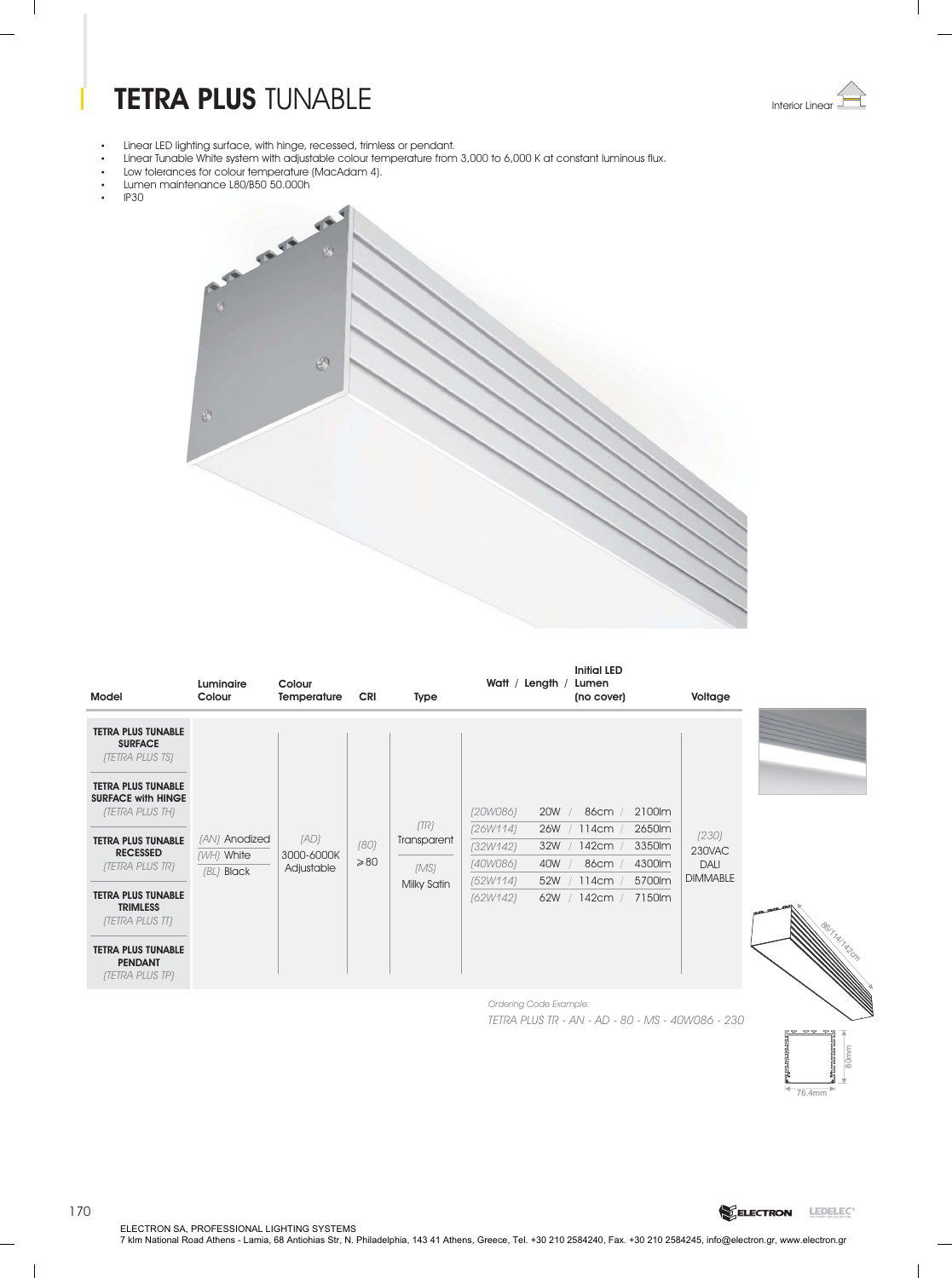# TETRA PLUS TUNABLE

Interior Linear

- Linear LED lighting surface, with hinge, recessed, trimless or pendant.
- Linear Tunable White system with adjustable colour temperature from 3,000 to 6,000 K at constant luminous flux.
- Low tolerances for colour temperature (MacAdam 4).
- Lumen maintenance L80/B50 50.000h
- IP30

| Model | Luminaire Colour | Colour Temperature | CRI | Type | Watt / Length / Initial LED Lumen (no cover) | Voltage |
|---|---|---|---|---|---|---|
| **TETRA PLUS TUNABLE SURFACE** *(TETRA PLUS TS)*<br>**TETRA PLUS TUNABLE SURFACE with HINGE** *(TETRA PLUS TH)*<br>**TETRA PLUS TUNABLE RECESSED** *(TETRA PLUS TR)*<br>**TETRA PLUS TUNABLE TRIMLESS** *(TETRA PLUS TT)*<br>**TETRA PLUS TUNABLE PENDANT** *(TETRA PLUS TP)* | *(AN)* Anodized<br>*(WH)* White<br>*(BL)* Black | *(AD)* 3000-6000K Adjustable | *(80)* ≥80 | *(TR)* Transparent<br>*(MS)* Milky Satin | *(20W086)* 20W / 86cm / 2100lm<br>*(26W114)* 26W / 114cm / 2650lm<br>*(32W142)* 32W / 142cm / 3350lm<br>*(40W086)* 40W / 86cm / 4300lm<br>*(52W114)* 52W / 114cm / 5700lm<br>*(62W142)* 62W / 142cm / 7150lm | *(230)* 230VAC DALI DIMMABLE |

*Ordering Code Example:*

*TETRA PLUS TR - AN - AD - 80 - MS - 40W086 - 230*

86/114/142cm

80mm

76.4mm

ELECTRON SA, PROFESSIONAL LIGHTING SYSTEMS
7 klm National Road Athens - Lamia, 68 Antiohias Str, N. Philadelphia, 143 41 Athens, Greece, Tel. +30 210 2584240, Fax. +30 210 2584245, info@electron.gr, www.electron.gr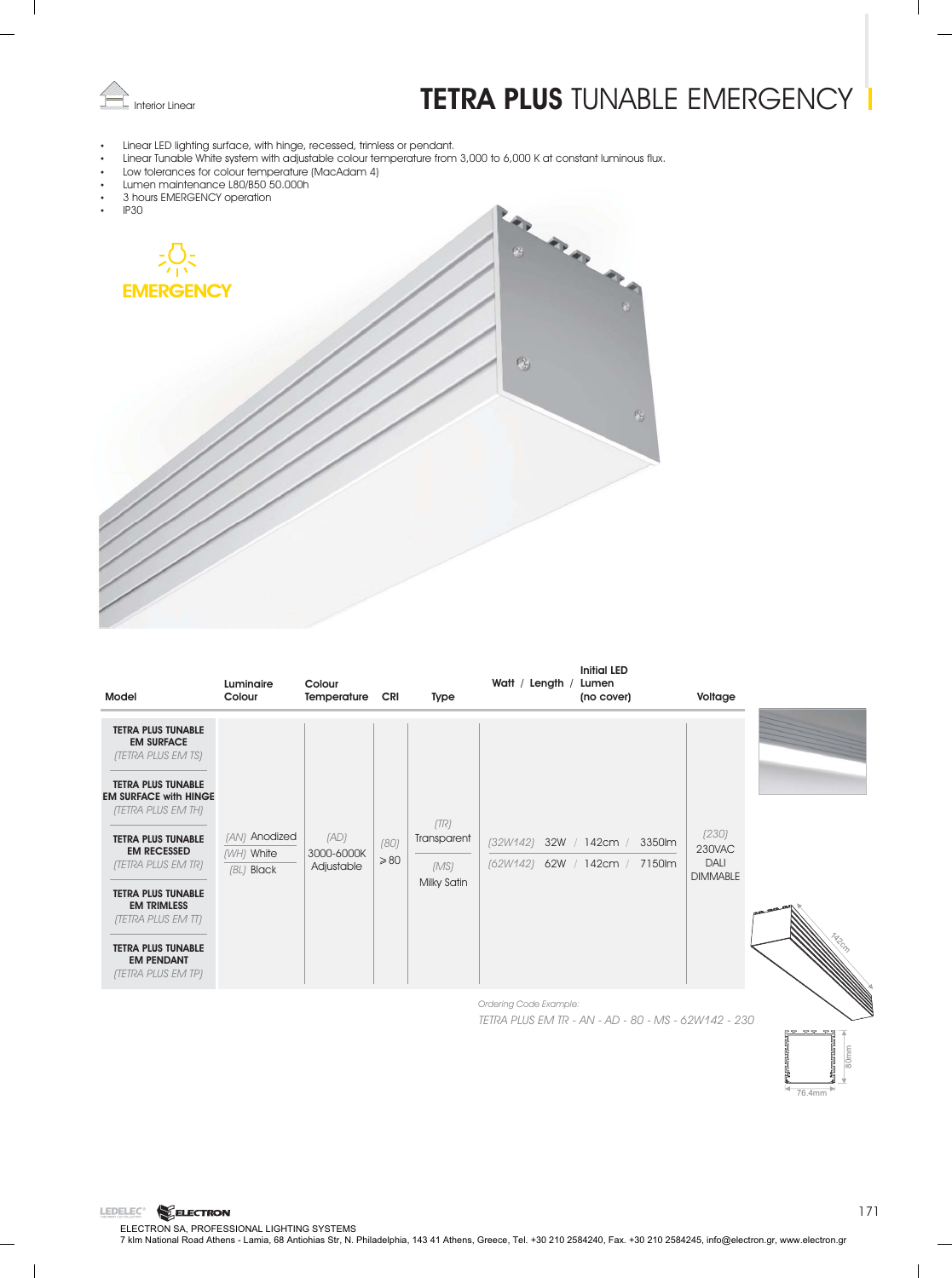Interior Linear

# **TETRA PLUS** TUNABLE EMERGENCY

- Linear LED lighting surface, with hinge, recessed, trimless or pendant.
- Linear Tunable White system with adjustable colour temperature from 3,000 to 6,000 K at constant luminous flux.
- Low tolerances for colour temperature (MacAdam 4)
- Lumen maintenance L80/B50 50.000h
- 3 hours EMERGENCY operation
- IP30

EMERGENCY

| Model | Luminaire Colour | Colour Temperature | CRI | Type | Watt / Length / Initial LED Lumen (no cover) | Voltage |
|---|---|---|---|---|---|---|
| **TETRA PLUS TUNABLE EM SURFACE** *(TETRA PLUS EM TS)* | | | | | | |
| **TETRA PLUS TUNABLE EM SURFACE with HINGE** *(TETRA PLUS EM TH)* | | | | | | |
| **TETRA PLUS TUNABLE EM RECESSED** *(TETRA PLUS EM TR)* | *(AN)* Anodized / *(WH)* White / *(BL)* Black | *(AD)* 3000-6000K Adjustable | *(80)* ≥80 | *(TR)* Transparent / *(MS)* Milky Satin | *(32W142)* 32W / 142cm / 3350lm; *(62W142)* 62W / 142cm / 7150lm | *(230)* 230VAC DALI DIMMABLE |
| **TETRA PLUS TUNABLE EM TRIMLESS** *(TETRA PLUS EM TT)* | | | | | | |
| **TETRA PLUS TUNABLE EM PENDANT** *(TETRA PLUS EM TP)* | | | | | | |

*Ordering Code Example:*

*TETRA PLUS EM TR - AN - AD - 80 - MS - 62W142 - 230*

142cm

80mm

76.4mm

ELECTRON SA, PROFESSIONAL LIGHTING SYSTEMS
7 klm National Road Athens - Lamia, 68 Antiohias Str, N. Philadelphia, 143 41 Athens, Greece, Tel. +30 210 2584240, Fax. +30 210 2584245, info@electron.gr, www.electron.gr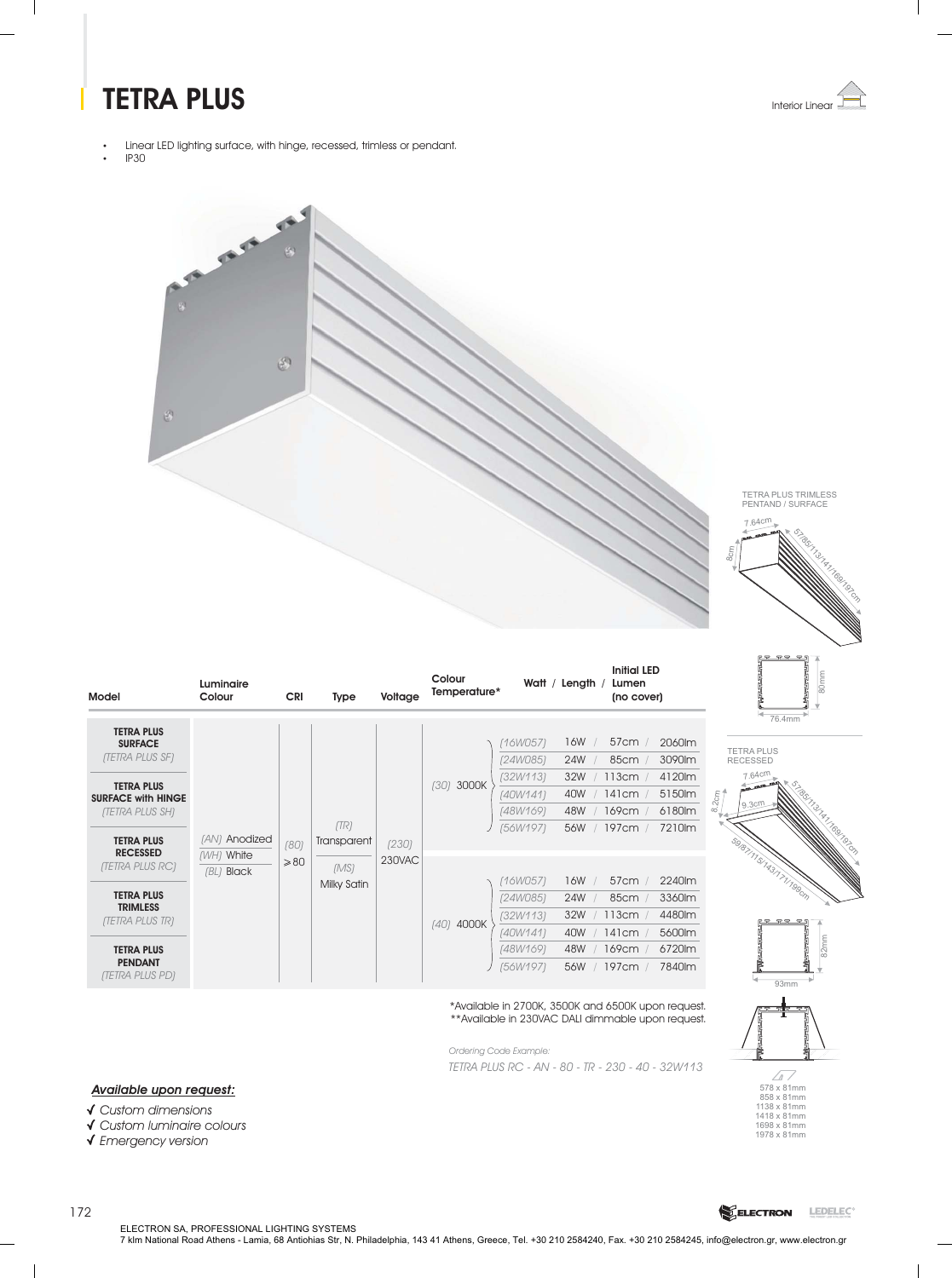# TETRA PLUS

Interior Linear

- Linear LED lighting surface, with hinge, recessed, trimless or pendant.
- IP30

TETRA PLUS TRIMLESS PENTAND / SURFACE

7.64cm
8cm
57/85/113/141/169/197cm
80mm
76.4mm

TETRA PLUS RECESSED

7.64cm
8.2cm
9.3cm
57/85/113/141/169/197cm
59/87/115/143/171/199cm
82mm
93mm

578 x 81mm
858 x 81mm
1138 x 81mm
1418 x 81mm
1698 x 81mm
1978 x 81mm

| Model | Luminaire Colour | CRI | Type | Voltage | Colour Temperature* | Watt / Length / Initial LED Lumen (no cover) |
|---|---|---|---|---|---|---|
| **TETRA PLUS SURFACE** *(TETRA PLUS SF)* | *(AN)* Anodized | *(80)* ≥80 | *(TR)* Transparent | *(230)* 230VAC | *(30)* 3000K | *(16W057)* 16W / 57cm / 2060lm |
| **TETRA PLUS SURFACE with HINGE** *(TETRA PLUS SH)* | *(WH)* White | | *(MS)* Milky Satin | | | *(24W085)* 24W / 85cm / 3090lm |
| **TETRA PLUS RECESSED** *(TETRA PLUS RC)* | *(BL)* Black | | | | | *(32W113)* 32W / 113cm / 4120lm |
| **TETRA PLUS TRIMLESS** *(TETRA PLUS TR)* | | | | | | *(40W141)* 40W / 141cm / 5150lm |
| **TETRA PLUS PENDANT** *(TETRA PLUS PD)* | | | | | | *(48W169)* 48W / 169cm / 6180lm |
| | | | | | | *(56W197)* 56W / 197cm / 7210lm |
| | | | | | *(40)* 4000K | *(16W057)* 16W / 57cm / 2240lm |
| | | | | | | *(24W085)* 24W / 85cm / 3360lm |
| | | | | | | *(32W113)* 32W / 113cm / 4480lm |
| | | | | | | *(40W141)* 40W / 141cm / 5600lm |
| | | | | | | *(48W169)* 48W / 169cm / 6720lm |
| | | | | | | *(56W197)* 56W / 197cm / 7840lm |

*Available in 2700K, 3500K and 6500K upon request.
**Available in 230VAC DALI dimmable upon request.

*Ordering Code Example:*

*TETRA PLUS RC - AN - 80 - TR - 230 - 40 - 32W113*

***Available upon request:***

- ✓ *Custom dimensions*
- ✓ *Custom luminaire colours*
- ✓ *Emergency version*

ELECTRON SA, PROFESSIONAL LIGHTING SYSTEMS
7 klm National Road Athens - Lamia, 68 Antiochias Str, N. Philadelphia, 143 41 Athens, Greece, Tel. +30 210 2584240, Fax. +30 210 2584245, info@electron.gr, www.electron.gr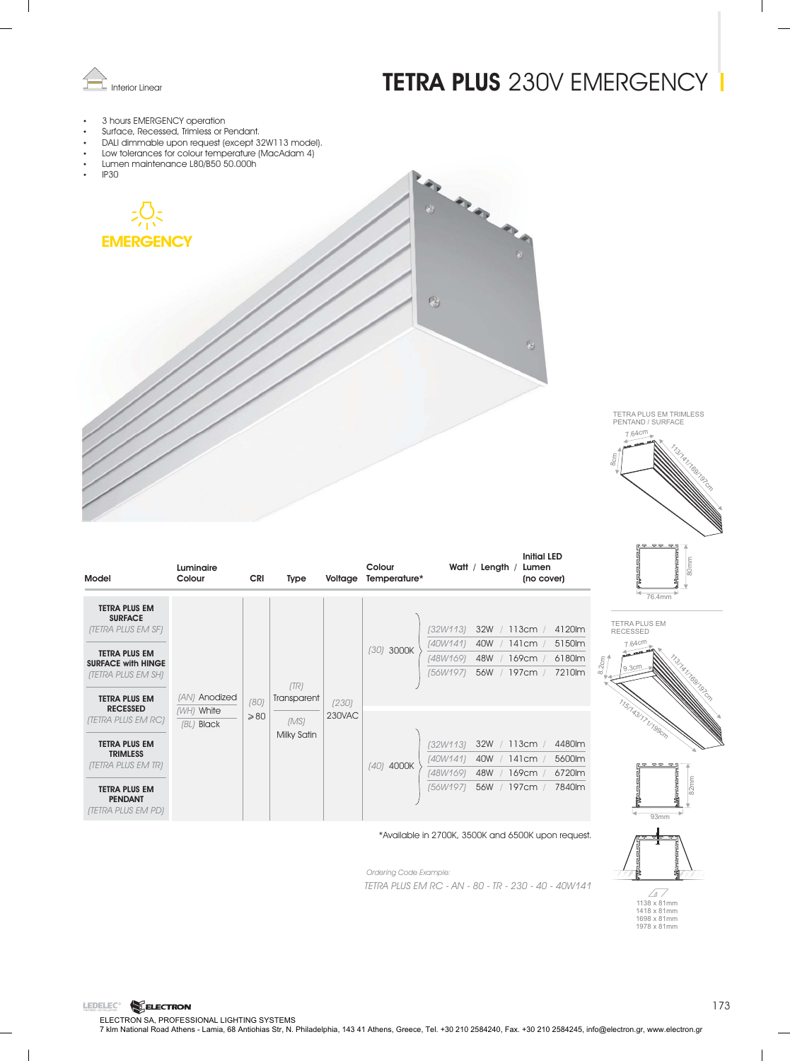Interior Linear

# TETRA PLUS 230V EMERGENCY

- 3 hours EMERGENCY operation
- Surface, Recessed, Trimless or Pendant.
- DALI dimmable upon request (except 32W113 model).
- Low tolerances for colour temperature (MacAdam 4)
- Lumen maintenance L80/B50 50.000h
- IP30

EMERGENCY

TETRA PLUS EM TRIMLESS PENTAND / SURFACE

7.64cm
8cm
113/141/169/197cm
80mm
76.4mm

TETRA PLUS EM RECESSED

7.64cm
9.3cm
8.2cm
113/141/169/197cm
115/143/171/199cm
82mm
93mm

1138 x 81mm
1418 x 81mm
1698 x 81mm
1978 x 81mm

| Model | Luminaire Colour | CRI | Type | Voltage | Colour Temperature* | Watt / Length / Initial LED Lumen (no cover) |
|---|---|---|---|---|---|---|
| **TETRA PLUS EM SURFACE** *(TETRA PLUS EM SF)* | *(AN)* Anodized | *(80)* ≥80 | *(TR)* Transparent | *(230)* 230VAC | *(30)* 3000K | *(32W113)* 32W / 113cm / 4120lm |
| **TETRA PLUS EM SURFACE with HINGE** *(TETRA PLUS EM SH)* | *(WH)* White | | *(MS)* Milky Satin | | | *(40W141)* 40W / 141cm / 5150lm |
| **TETRA PLUS EM RECESSED** *(TETRA PLUS EM RC)* | *(BL)* Black | | | | | *(48W169)* 48W / 169cm / 6180lm |
| **TETRA PLUS EM TRIMLESS** *(TETRA PLUS EM TR)* | | | | | | *(56W197)* 56W / 197cm / 7210lm |
| **TETRA PLUS EM PENDANT** *(TETRA PLUS EM PD)* | | | | | *(40)* 4000K | *(32W113)* 32W / 113cm / 4480lm |
| | | | | | | *(40W141)* 40W / 141cm / 5600lm |
| | | | | | | *(48W169)* 48W / 169cm / 6720lm |
| | | | | | | *(56W197)* 56W / 197cm / 7840lm |

*Available in 2700K, 3500K and 6500K upon request.

*Ordering Code Example:*

*TETRA PLUS EM RC - AN - 80 - TR - 230 - 40 - 40W141*

ELECTRON SA, PROFESSIONAL LIGHTING SYSTEMS
7 klm National Road Athens - Lamia, 68 Antiohias Str, N. Philadelphia, 143 41 Athens, Greece, Tel. +30 210 2584240, Fax. +30 210 2584245, info@electron.gr, www.electron.gr